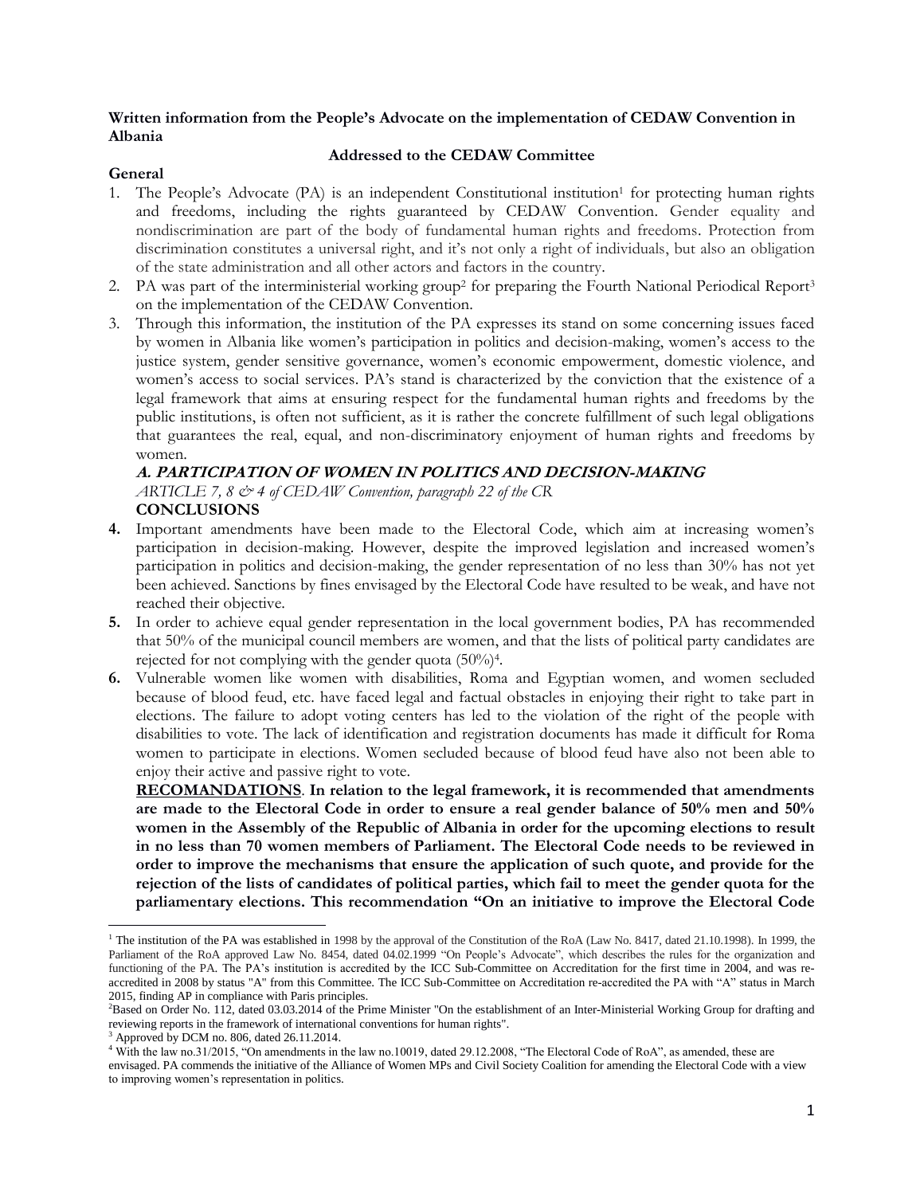**Written information from the People's Advocate on the implementation of CEDAW Convention in Albania**

**Addressed to the CEDAW Committee**

**General**

1. The People's Advocate (PA) is an independent Constitutional institution[1] for protecting human rights and freedoms, including the rights guaranteed by CEDAW Convention. Gender equality and nondiscrimination are part of the body of fundamental human rights and freedoms. Protection from discrimination constitutes a universal right, and it's not only a right of individuals, but also an obligation of the state administration and all other actors and factors in the country.
2. PA was part of the interministerial working group[2] for preparing the Fourth National Periodical Report[3] on the implementation of the CEDAW Convention.
3. Through this information, the institution of the PA expresses its stand on some concerning issues faced by women in Albania like women's participation in politics and decision-making, women's access to the justice system, gender sensitive governance, women's economic empowerment, domestic violence, and women's access to social services. PA's stand is characterized by the conviction that the existence of a legal framework that aims at ensuring respect for the fundamental human rights and freedoms by the public institutions, is often not sufficient, as it is rather the concrete fulfillment of such legal obligations that guarantees the real, equal, and non-discriminatory enjoyment of human rights and freedoms by women.

## *A. PARTICIPATION OF WOMEN IN POLITICS AND DECISION-MAKING*

*ARTICLE 7, 8 & 4 of CEDAW Convention, paragraph 22 of the CR*

**CONCLUSIONS**

**4.** Important amendments have been made to the Electoral Code, which aim at increasing women's participation in decision-making. However, despite the improved legislation and increased women's participation in politics and decision-making, the gender representation of no less than 30% has not yet been achieved. Sanctions by fines envisaged by the Electoral Code have resulted to be weak, and have not reached their objective.

**5.** In order to achieve equal gender representation in the local government bodies, PA has recommended that 50% of the municipal council members are women, and that the lists of political party candidates are rejected for not complying with the gender quota (50%)[4].

**6.** Vulnerable women like women with disabilities, Roma and Egyptian women, and women secluded because of blood feud, etc. have faced legal and factual obstacles in enjoying their right to take part in elections. The failure to adopt voting centers has led to the violation of the right of the people with disabilities to vote. The lack of identification and registration documents has made it difficult for Roma women to participate in elections. Women secluded because of blood feud have also not been able to enjoy their active and passive right to vote.

**RECOMANDATIONS**. **In relation to the legal framework, it is recommended that amendments are made to the Electoral Code in order to ensure a real gender balance of 50% men and 50% women in the Assembly of the Republic of Albania in order for the upcoming elections to result in no less than 70 women members of Parliament. The Electoral Code needs to be reviewed in order to improve the mechanisms that ensure the application of such quote, and provide for the rejection of the lists of candidates of political parties, which fail to meet the gender quota for the parliamentary elections. This recommendation "On an initiative to improve the Electoral Code**

---

[1] The institution of the PA was established in 1998 by the approval of the Constitution of the RoA (Law No. 8417, dated 21.10.1998). In 1999, the Parliament of the RoA approved Law No. 8454, dated 04.02.1999 "On People's Advocate", which describes the rules for the organization and functioning of the PA. The PA's institution is accredited by the ICC Sub-Committee on Accreditation for the first time in 2004, and was re-accredited in 2008 by status "A" from this Committee. The ICC Sub-Committee on Accreditation re-accredited the PA with "A" status in March 2015, finding AP in compliance with Paris principles.

[2] Based on Order No. 112, dated 03.03.2014 of the Prime Minister "On the establishment of an Inter-Ministerial Working Group for drafting and reviewing reports in the framework of international conventions for human rights".

[3] Approved by DCM no. 806, dated 26.11.2014.

[4] With the law no.31/2015, "On amendments in the law no.10019, dated 29.12.2008, "The Electoral Code of RoA", as amended, these are envisaged. PA commends the initiative of the Alliance of Women MPs and Civil Society Coalition for amending the Electoral Code with a view to improving women's representation in politics.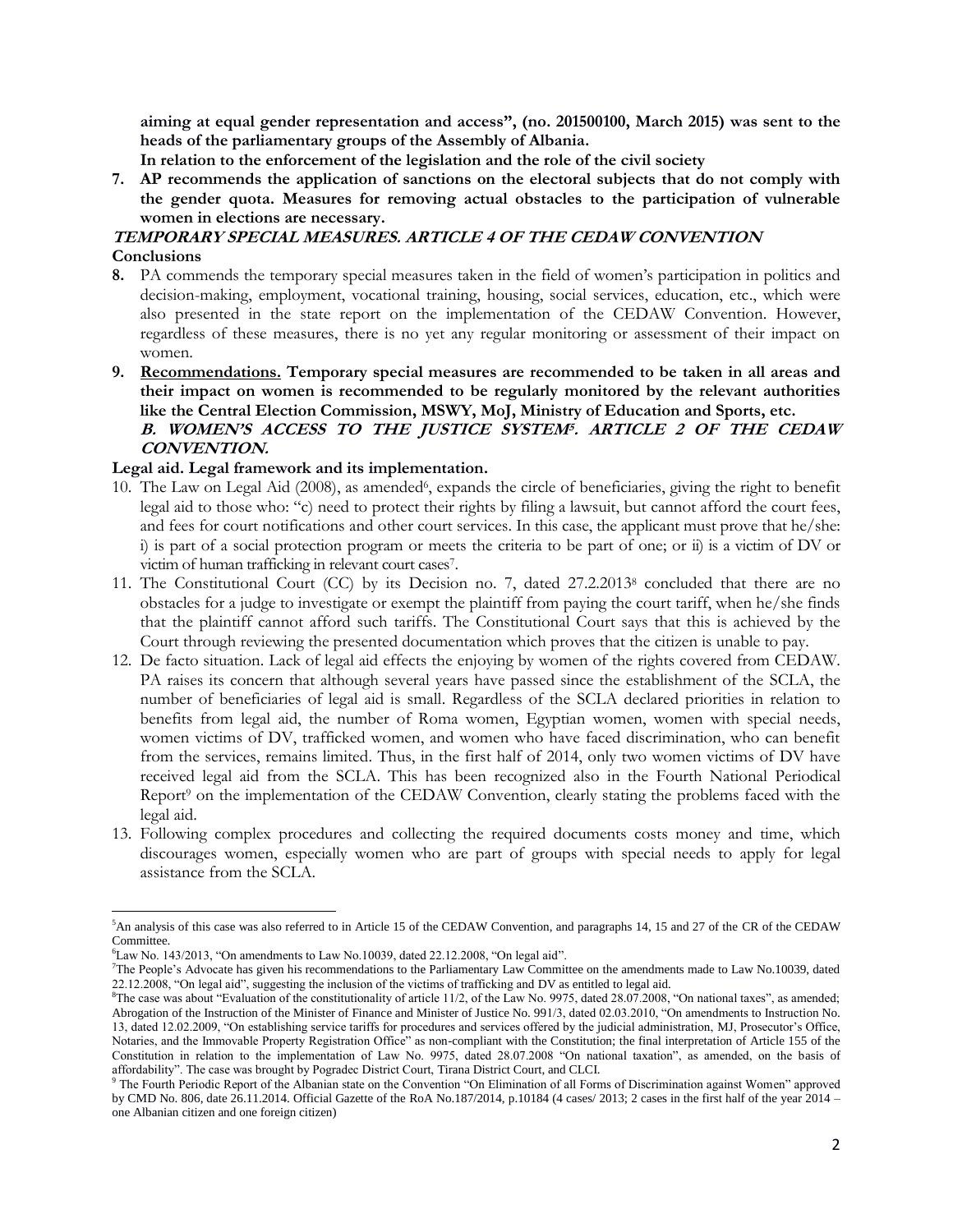**aiming at equal gender representation and access", (no. 201500100, March 2015) was sent to the heads of the parliamentary groups of the Assembly of Albania.**

**In relation to the enforcement of the legislation and the role of the civil society**

7. **AP recommends the application of sanctions on the electoral subjects that do not comply with the gender quota. Measures for removing actual obstacles to the participation of vulnerable women in elections are necessary.**

***TEMPORARY SPECIAL MEASURES. ARTICLE 4 OF THE CEDAW CONVENTION***

**Conclusions**

8. PA commends the temporary special measures taken in the field of women's participation in politics and decision-making, employment, vocational training, housing, social services, education, etc., which were also presented in the state report on the implementation of the CEDAW Convention. However, regardless of these measures, there is no yet any regular monitoring or assessment of their impact on women.
9. **Recommendations. Temporary special measures are recommended to be taken in all areas and their impact on women is recommended to be regularly monitored by the relevant authorities like the Central Election Commission, MSWY, MoJ, Ministry of Education and Sports, etc.**

***B. WOMEN'S ACCESS TO THE JUSTICE SYSTEM[5]. ARTICLE 2 OF THE CEDAW CONVENTION.***

**Legal aid. Legal framework and its implementation.**

10. The Law on Legal Aid (2008), as amended[6], expands the circle of beneficiaries, giving the right to benefit legal aid to those who: "c) need to protect their rights by filing a lawsuit, but cannot afford the court fees, and fees for court notifications and other court services. In this case, the applicant must prove that he/she: i) is part of a social protection program or meets the criteria to be part of one; or ii) is a victim of DV or victim of human trafficking in relevant court cases[7].
11. The Constitutional Court (CC) by its Decision no. 7, dated 27.2.2013[8] concluded that there are no obstacles for a judge to investigate or exempt the plaintiff from paying the court tariff, when he/she finds that the plaintiff cannot afford such tariffs. The Constitutional Court says that this is achieved by the Court through reviewing the presented documentation which proves that the citizen is unable to pay.
12. De facto situation. Lack of legal aid effects the enjoying by women of the rights covered from CEDAW. PA raises its concern that although several years have passed since the establishment of the SCLA, the number of beneficiaries of legal aid is small. Regardless of the SCLA declared priorities in relation to benefits from legal aid, the number of Roma women, Egyptian women, women with special needs, women victims of DV, trafficked women, and women who have faced discrimination, who can benefit from the services, remains limited. Thus, in the first half of 2014, only two women victims of DV have received legal aid from the SCLA. This has been recognized also in the Fourth National Periodical Report[9] on the implementation of the CEDAW Convention, clearly stating the problems faced with the legal aid.
13. Following complex procedures and collecting the required documents costs money and time, which discourages women, especially women who are part of groups with special needs to apply for legal assistance from the SCLA.

---

[5]An analysis of this case was also referred to in Article 15 of the CEDAW Convention, and paragraphs 14, 15 and 27 of the CR of the CEDAW Committee.

[6]Law No. 143/2013, "On amendments to Law No.10039, dated 22.12.2008, "On legal aid".

[7]The People's Advocate has given his recommendations to the Parliamentary Law Committee on the amendments made to Law No.10039, dated 22.12.2008, "On legal aid", suggesting the inclusion of the victims of trafficking and DV as entitled to legal aid.

[8]The case was about "Evaluation of the constitutionality of article 11/2, of the Law No. 9975, dated 28.07.2008, "On national taxes", as amended; Abrogation of the Instruction of the Minister of Finance and Minister of Justice No. 991/3, dated 02.03.2010, "On amendments to Instruction No. 13, dated 12.02.2009, "On establishing service tariffs for procedures and services offered by the judicial administration, MJ, Prosecutor's Office, Notaries, and the Immovable Property Registration Office" as non-compliant with the Constitution; the final interpretation of Article 155 of the Constitution in relation to the implementation of Law No. 9975, dated 28.07.2008 "On national taxation", as amended, on the basis of affordability". The case was brought by Pogradec District Court, Tirana District Court, and CLCI.

[9] The Fourth Periodic Report of the Albanian state on the Convention "On Elimination of all Forms of Discrimination against Women" approved by CMD No. 806, date 26.11.2014. Official Gazette of the RoA No.187/2014, p.10184 (4 cases/ 2013; 2 cases in the first half of the year 2014 – one Albanian citizen and one foreign citizen)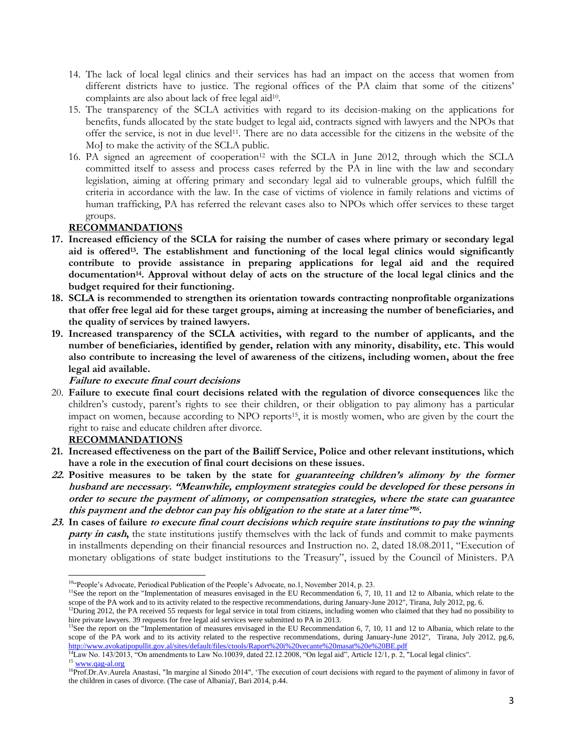14. The lack of local legal clinics and their services has had an impact on the access that women from different districts have to justice. The regional offices of the PA claim that some of the citizens' complaints are also about lack of free legal aid[10].
15. The transparency of the SCLA activities with regard to its decision-making on the applications for benefits, funds allocated by the state budget to legal aid, contracts signed with lawyers and the NPOs that offer the service, is not in due level[11]. There are no data accessible for the citizens in the website of the MoJ to make the activity of the SCLA public.
16. PA signed an agreement of cooperation[12] with the SCLA in June 2012, through which the SCLA committed itself to assess and process cases referred by the PA in line with the law and secondary legislation, aiming at offering primary and secondary legal aid to vulnerable groups, which fulfill the criteria in accordance with the law. In the case of victims of violence in family relations and victims of human trafficking, PA has referred the relevant cases also to NPOs which offer services to these target groups.

**RECOMMANDATIONS**

17. **Increased efficiency of the SCLA for raising the number of cases where primary or secondary legal aid is offered[13]. The establishment and functioning of the local legal clinics would significantly contribute to provide assistance in preparing applications for legal aid and the required documentation[14]. Approval without delay of acts on the structure of the local legal clinics and the budget required for their functioning.**
18. **SCLA is recommended to strengthen its orientation towards contracting nonprofitable organizations that offer free legal aid for these target groups, aiming at increasing the number of beneficiaries, and the quality of services by trained lawyers.**
19. **Increased transparency of the SCLA activities, with regard to the number of applicants, and the number of beneficiaries, identified by gender, relation with any minority, disability, etc. This would also contribute to increasing the level of awareness of the citizens, including women, about the free legal aid available.**

***Failure to execute final court decisions***

20. **Failure to execute final court decisions related with the regulation of divorce consequences** like the children's custody, parent's rights to see their children, or their obligation to pay alimony has a particular impact on women, because according to NPO reports[15], it is mostly women, who are given by the court the right to raise and educate children after divorce.

**RECOMMANDATIONS**

21. **Increased effectiveness on the part of the Bailiff Service, Police and other relevant institutions, which have a role in the execution of final court decisions on these issues.**
22. **Positive measures to be taken by the state for *guaranteeing children's alimony by the former husband are necessary. "Meanwhile, employment strategies could be developed for these persons in order to secure the payment of alimony, or compensation strategies, where the state can guarantee this payment and the debtor can pay his obligation to the state at a later time"*[16].**
23. **In cases of failure *to execute final court decisions which require state institutions to pay the winning party in cash*,** the state institutions justify themselves with the lack of funds and commit to make payments in installments depending on their financial resources and Instruction no. 2, dated 18.08.2011, "Execution of monetary obligations of state budget institutions to the Treasury", issued by the Council of Ministers. PA

---

[10] "People's Advocate, Periodical Publication of the People's Advocate, no.1, November 2014, p. 23.

[11] See the report on the "Implementation of measures envisaged in the EU Recommendation 6, 7, 10, 11 and 12 to Albania, which relate to the scope of the PA work and to its activity related to the respective recommendations, during January-June 2012", Tirana, July 2012, pg. 6.

[12] During 2012, the PA received 55 requests for legal service in total from citizens, including women who claimed that they had no possibility to hire private lawyers. 39 requests for free legal aid services were submitted to PA in 2013.

[13] See the report on the "Implementation of measures envisaged in the EU Recommendation 6, 7, 10, 11 and 12 to Albania, which relate to the scope of the PA work and to its activity related to the respective recommendations, during January-June 2012", Tirana, July 2012, pg.6, http://www.avokatipopullit.gov.al/sites/default/files/ctools/Raport%20i%20vecante%20masat%20e%20BE.pdf

[14] Law No. 143/2013, "On amendments to Law No.10039, dated 22.12.2008, "On legal aid", Article 12/1, p. 2, "Local legal clinics".

[15] www.qag-al.org

[16] Prof.Dr.Av.Aurela Anastasi, "In margine al Sinodo 2014", 'The execution of court decisions with regard to the payment of alimony in favor of the children in cases of divorce. (The case of Albania)', Bari 2014, p.44.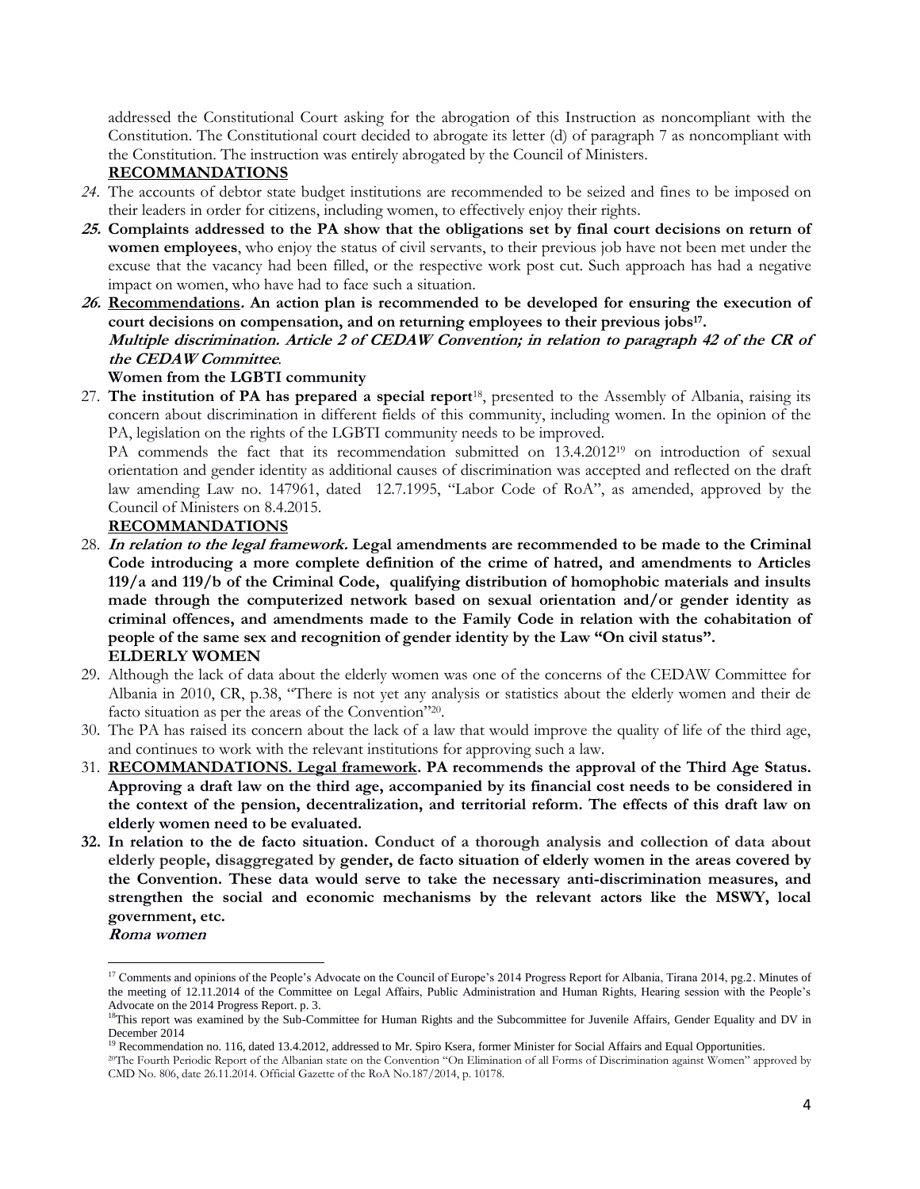addressed the Constitutional Court asking for the abrogation of this Instruction as noncompliant with the Constitution. The Constitutional court decided to abrogate its letter (d) of paragraph 7 as noncompliant with the Constitution. The instruction was entirely abrogated by the Council of Ministers.

**RECOMMANDATIONS**

*24.* The accounts of debtor state budget institutions are recommended to be seized and fines to be imposed on their leaders in order for citizens, including women, to effectively enjoy their rights.

***25.*** **Complaints addressed to the PA show that the obligations set by final court decisions on return of women employees**, who enjoy the status of civil servants, to their previous job have not been met under the excuse that the vacancy had been filled, or the respective work post cut. Such approach has had a negative impact on women, who have had to face such a situation.

***26.*** **Recommendations. An action plan is recommended to be developed for ensuring the execution of court decisions on compensation, and on returning employees to their previous jobs**[17]**.**

***Multiple discrimination. Article 2 of CEDAW Convention; in relation to paragraph 42 of the CR of the CEDAW Committee*.**

**Women from the LGBTI community**

27. **The institution of PA has prepared a special report**[18], presented to the Assembly of Albania, raising its concern about discrimination in different fields of this community, including women. In the opinion of the PA, legislation on the rights of the LGBTI community needs to be improved.

PA commends the fact that its recommendation submitted on 13.4.2012[19] on introduction of sexual orientation and gender identity as additional causes of discrimination was accepted and reflected on the draft law amending Law no. 147961, dated 12.7.1995, "Labor Code of RoA", as amended, approved by the Council of Ministers on 8.4.2015.

**RECOMMANDATIONS**

28. ***In relation to the legal framework.*** **Legal amendments are recommended to be made to the Criminal Code introducing a more complete definition of the crime of hatred, and amendments to Articles 119/a and 119/b of the Criminal Code, qualifying distribution of homophobic materials and insults made through the computerized network based on sexual orientation and/or gender identity as criminal offences, and amendments made to the Family Code in relation with the cohabitation of people of the same sex and recognition of gender identity by the Law "On civil status".**

**ELDERLY WOMEN**

29. Although the lack of data about the elderly women was one of the concerns of the CEDAW Committee for Albania in 2010, CR, p.38, "There is not yet any analysis or statistics about the elderly women and their de facto situation as per the areas of the Convention"[20].

30. The PA has raised its concern about the lack of a law that would improve the quality of life of the third age, and continues to work with the relevant institutions for approving such a law.

31. **RECOMMANDATIONS. Legal framework. PA recommends the approval of the Third Age Status. Approving a draft law on the third age, accompanied by its financial cost needs to be considered in the context of the pension, decentralization, and territorial reform. The effects of this draft law on elderly women need to be evaluated.**

**32. In relation to the de facto situation. Conduct of a thorough analysis and collection of data about elderly people, disaggregated by gender, de facto situation of elderly women in the areas covered by the Convention. These data would serve to take the necessary anti-discrimination measures, and strengthen the social and economic mechanisms by the relevant actors like the MSWY, local government, etc.**

***Roma women***

---

[17] Comments and opinions of the People's Advocate on the Council of Europe's 2014 Progress Report for Albania, Tirana 2014, pg.2. Minutes of the meeting of 12.11.2014 of the Committee on Legal Affairs, Public Administration and Human Rights, Hearing session with the People's Advocate on the 2014 Progress Report. p. 3.

[18] This report was examined by the Sub-Committee for Human Rights and the Subcommittee for Juvenile Affairs, Gender Equality and DV in December 2014

[19] Recommendation no. 116, dated 13.4.2012, addressed to Mr. Spiro Ksera, former Minister for Social Affairs and Equal Opportunities.

[20] The Fourth Periodic Report of the Albanian state on the Convention "On Elimination of all Forms of Discrimination against Women" approved by CMD No. 806, date 26.11.2014. Official Gazette of the RoA No.187/2014, p. 10178.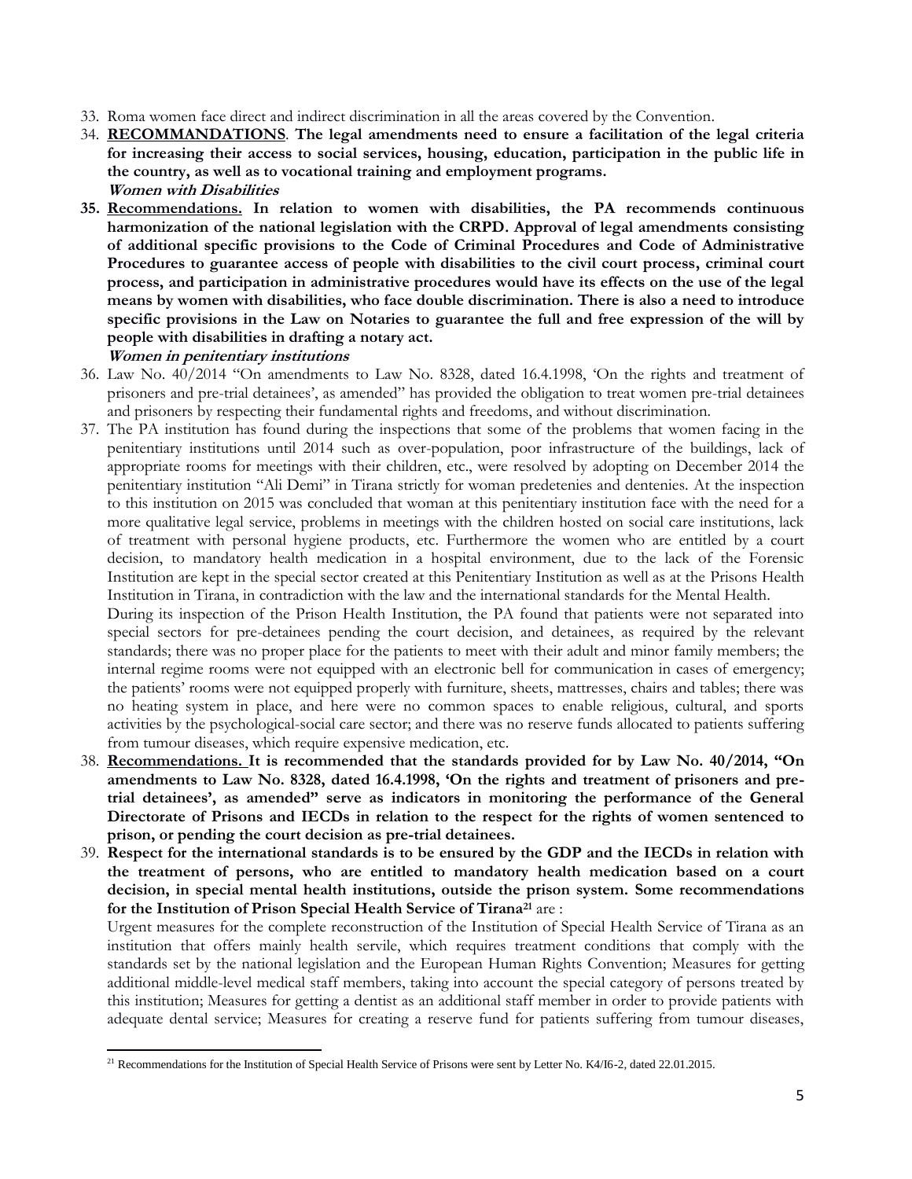33. Roma women face direct and indirect discrimination in all the areas covered by the Convention.
34. **<u>RECOMMANDATIONS</u>**. **The legal amendments need to ensure a facilitation of the legal criteria for increasing their access to social services, housing, education, participation in the public life in the country, as well as to vocational training and employment programs.**

***Women with Disabilities***

35. **<u>Recommendations.</u> In relation to women with disabilities, the PA recommends continuous harmonization of the national legislation with the CRPD. Approval of legal amendments consisting of additional specific provisions to the Code of Criminal Procedures and Code of Administrative Procedures to guarantee access of people with disabilities to the civil court process, criminal court process, and participation in administrative procedures would have its effects on the use of the legal means by women with disabilities, who face double discrimination. There is also a need to introduce specific provisions in the Law on Notaries to guarantee the full and free expression of the will by people with disabilities in drafting a notary act.**

***Women in penitentiary institutions***

36. Law No. 40/2014 "On amendments to Law No. 8328, dated 16.4.1998, 'On the rights and treatment of prisoners and pre-trial detainees', as amended" has provided the obligation to treat women pre-trial detainees and prisoners by respecting their fundamental rights and freedoms, and without discrimination.
37. The PA institution has found during the inspections that some of the problems that women facing in the penitentiary institutions until 2014 such as over-population, poor infrastructure of the buildings, lack of appropriate rooms for meetings with their children, etc., were resolved by adopting on December 2014 the penitentiary institution "Ali Demi" in Tirana strictly for woman predetenies and detenies. At the inspection to this institution on 2015 was concluded that woman at this penitentiary institution face with the need for a more qualitative legal service, problems in meetings with the children hosted on social care institutions, lack of treatment with personal hygiene products, etc. Furthermore the women who are entitled by a court decision, to mandatory health medication in a hospital environment, due to the lack of the Forensic Institution are kept in the special sector created at this Penitentiary Institution as well as at the Prisons Health Institution in Tirana, in contradiction with the law and the international standards for the Mental Health.

    During its inspection of the Prison Health Institution, the PA found that patients were not separated into special sectors for pre-detainees pending the court decision, and detainees, as required by the relevant standards; there was no proper place for the patients to meet with their adult and minor family members; the internal regime rooms were not equipped with an electronic bell for communication in cases of emergency; the patients' rooms were not equipped properly with furniture, sheets, mattresses, chairs and tables; there was no heating system in place, and here were no common spaces to enable religious, cultural, and sports activities by the psychological-social care sector; and there was no reserve funds allocated to patients suffering from tumour diseases, which require expensive medication, etc.
38. **<u>Recommendations.</u> It is recommended that the standards provided for by Law No. 40/2014, "On amendments to Law No. 8328, dated 16.4.1998, 'On the rights and treatment of prisoners and pre-trial detainees', as amended" serve as indicators in monitoring the performance of the General Directorate of Prisons and IECDs in relation to the respect for the rights of women sentenced to prison, or pending the court decision as pre-trial detainees.**
39. **Respect for the international standards is to be ensured by the GDP and the IECDs in relation with the treatment of persons, who are entitled to mandatory health medication based on a court decision, in special mental health institutions, outside the prison system. Some recommendations for the Institution of Prison Special Health Service of Tirana[21]** are :

    Urgent measures for the complete reconstruction of the Institution of Special Health Service of Tirana as an institution that offers mainly health servile, which requires treatment conditions that comply with the standards set by the national legislation and the European Human Rights Convention; Measures for getting additional middle-level medical staff members, taking into account the special category of persons treated by this institution; Measures for getting a dentist as an additional staff member in order to provide patients with adequate dental service; Measures for creating a reserve fund for patients suffering from tumour diseases,

[21] Recommendations for the Institution of Special Health Service of Prisons were sent by Letter No. K4/I6-2, dated 22.01.2015.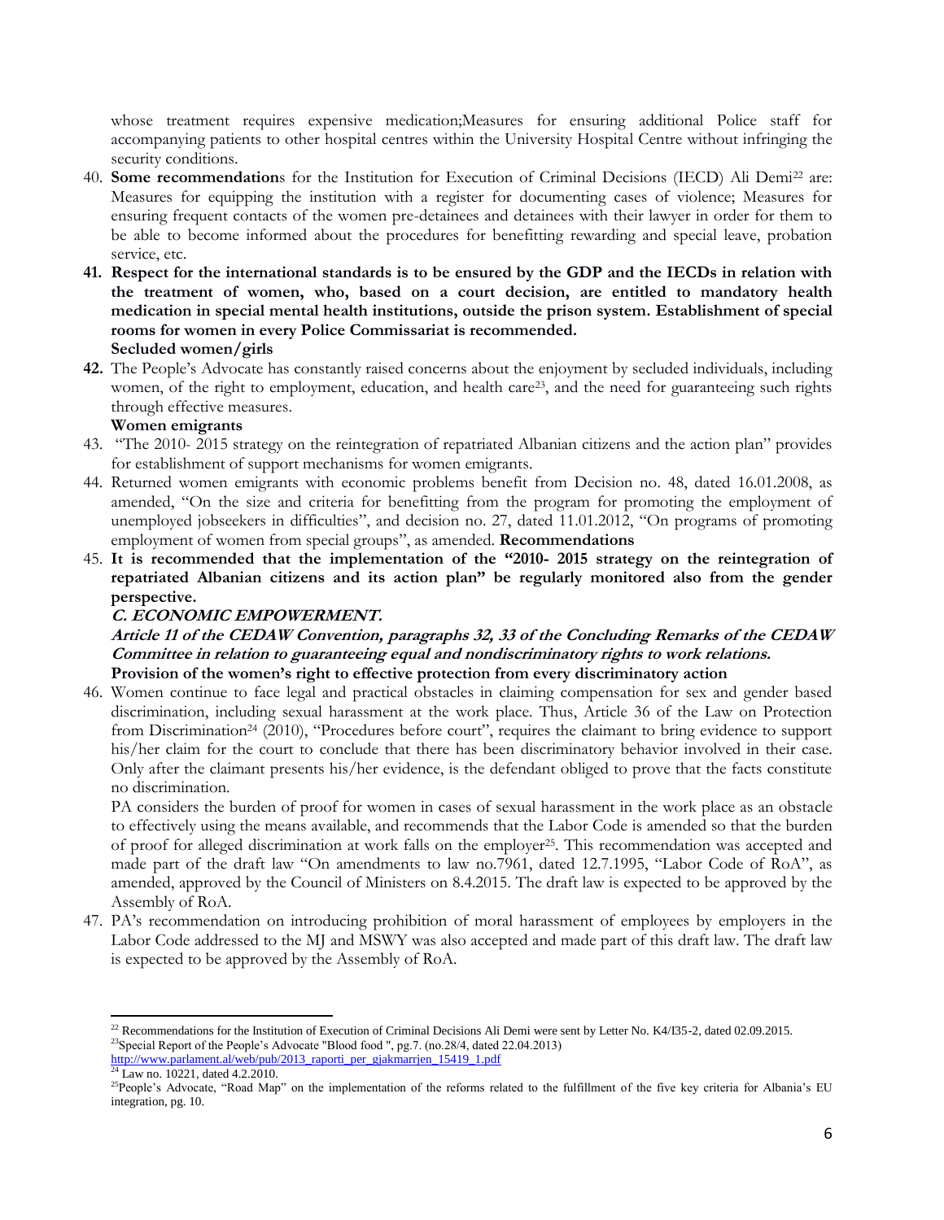whose treatment requires expensive medication;Measures for ensuring additional Police staff for accompanying patients to other hospital centres within the University Hospital Centre without infringing the security conditions.

40. **Some recommendation**s for the Institution for Execution of Criminal Decisions (IECD) Ali Demi[22] are: Measures for equipping the institution with a register for documenting cases of violence; Measures for ensuring frequent contacts of the women pre-detainees and detainees with their lawyer in order for them to be able to become informed about the procedures for benefitting rewarding and special leave, probation service, etc.

41. **Respect for the international standards is to be ensured by the GDP and the IECDs in relation with the treatment of women, who, based on a court decision, are entitled to mandatory health medication in special mental health institutions, outside the prison system. Establishment of special rooms for women in every Police Commissariat is recommended.**

**Secluded women/girls**

42. The People's Advocate has constantly raised concerns about the enjoyment by secluded individuals, including women, of the right to employment, education, and health care[23], and the need for guaranteeing such rights through effective measures.

**Women emigrants**

43. "The 2010- 2015 strategy on the reintegration of repatriated Albanian citizens and the action plan" provides for establishment of support mechanisms for women emigrants.

44. Returned women emigrants with economic problems benefit from Decision no. 48, dated 16.01.2008, as amended, "On the size and criteria for benefitting from the program for promoting the employment of unemployed jobseekers in difficulties", and decision no. 27, dated 11.01.2012, "On programs of promoting employment of women from special groups", as amended. **Recommendations**

45. **It is recommended that the implementation of the "2010- 2015 strategy on the reintegration of repatriated Albanian citizens and its action plan" be regularly monitored also from the gender perspective.**

***C. ECONOMIC EMPOWERMENT.***

***Article 11 of the CEDAW Convention, paragraphs 32, 33 of the Concluding Remarks of the CEDAW Committee in relation to guaranteeing equal and nondiscriminatory rights to work relations.***

**Provision of the women's right to effective protection from every discriminatory action**

46. Women continue to face legal and practical obstacles in claiming compensation for sex and gender based discrimination, including sexual harassment at the work place. Thus, Article 36 of the Law on Protection from Discrimination[24] (2010), "Procedures before court", requires the claimant to bring evidence to support his/her claim for the court to conclude that there has been discriminatory behavior involved in their case. Only after the claimant presents his/her evidence, is the defendant obliged to prove that the facts constitute no discrimination.

    PA considers the burden of proof for women in cases of sexual harassment in the work place as an obstacle to effectively using the means available, and recommends that the Labor Code is amended so that the burden of proof for alleged discrimination at work falls on the employer[25]. This recommendation was accepted and made part of the draft law "On amendments to law no.7961, dated 12.7.1995, "Labor Code of RoA", as amended, approved by the Council of Ministers on 8.4.2015. The draft law is expected to be approved by the Assembly of RoA.

47. PA's recommendation on introducing prohibition of moral harassment of employees by employers in the Labor Code addressed to the MJ and MSWY was also accepted and made part of this draft law. The draft law is expected to be approved by the Assembly of RoA.

---

[22] Recommendations for the Institution of Execution of Criminal Decisions Ali Demi were sent by Letter No. K4/I35-2, dated 02.09.2015.

[23] Special Report of the People's Advocate "Blood food ", pg.7. (no.28/4, dated 22.04.2013) http://www.parlament.al/web/pub/2013_raporti_per_gjakmarrjen_15419_1.pdf

[24] Law no. 10221, dated 4.2.2010.

[25] People's Advocate, "Road Map" on the implementation of the reforms related to the fulfillment of the five key criteria for Albania's EU integration, pg. 10.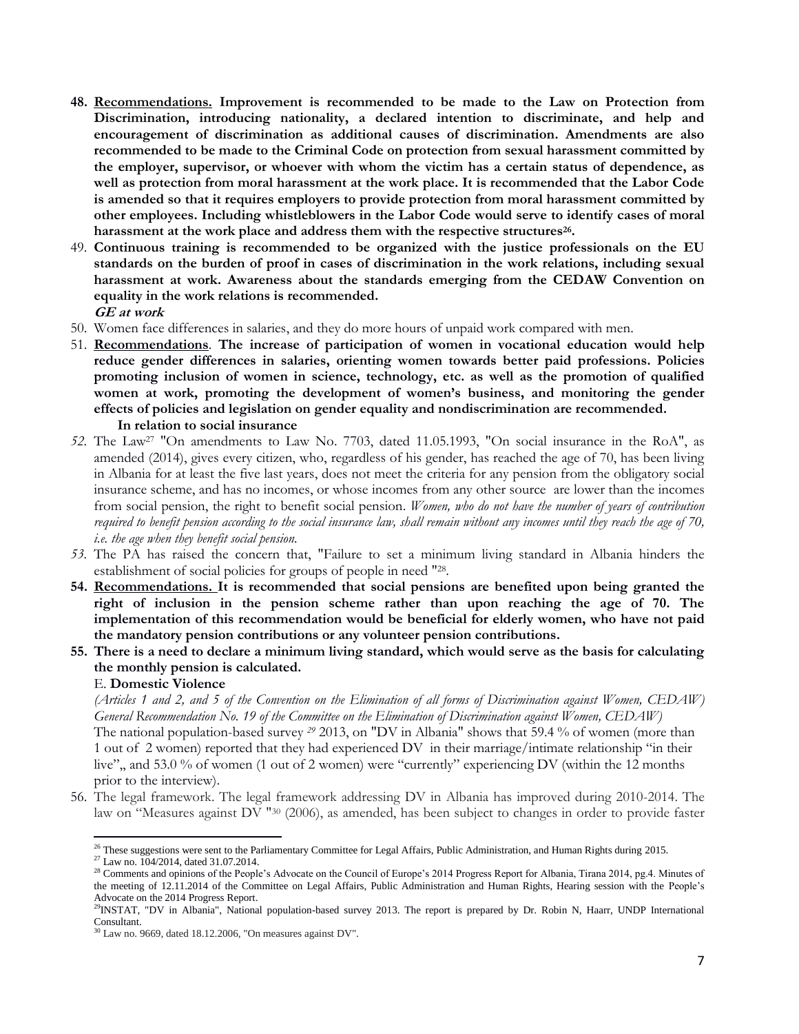48. **<u>Recommendations.</u> Improvement is recommended to be made to the Law on Protection from Discrimination, introducing nationality, a declared intention to discriminate, and help and encouragement of discrimination as additional causes of discrimination. Amendments are also recommended to be made to the Criminal Code on protection from sexual harassment committed by the employer, supervisor, or whoever with whom the victim has a certain status of dependence, as well as protection from moral harassment at the work place. It is recommended that the Labor Code is amended so that it requires employers to provide protection from moral harassment committed by other employees. Including whistleblowers in the Labor Code would serve to identify cases of moral harassment at the work place and address them with the respective structures[26].**
49. **Continuous training is recommended to be organized with the justice professionals on the EU standards on the burden of proof in cases of discrimination in the work relations, including sexual harassment at work. Awareness about the standards emerging from the CEDAW Convention on equality in the work relations is recommended.**

***GE at work***

50. Women face differences in salaries, and they do more hours of unpaid work compared with men.
51. **<u>Recommendations</u>. The increase of participation of women in vocational education would help reduce gender differences in salaries, orienting women towards better paid professions. Policies promoting inclusion of women in science, technology, etc. as well as the promotion of qualified women at work, promoting the development of women's business, and monitoring the gender effects of policies and legislation on gender equality and nondiscrimination are recommended.**

**In relation to social insurance**

52. The Law[27] "On amendments to Law No. 7703, dated 11.05.1993, "On social insurance in the RoA", as amended (2014), gives every citizen, who, regardless of his gender, has reached the age of 70, has been living in Albania for at least the five last years, does not meet the criteria for any pension from the obligatory social insurance scheme, and has no incomes, or whose incomes from any other source are lower than the incomes from social pension, the right to benefit social pension. *Women, who do not have the number of years of contribution required to benefit pension according to the social insurance law, shall remain without any incomes until they reach the age of 70, i.e. the age when they benefit social pension.*
53. The PA has raised the concern that, "Failure to set a minimum living standard in Albania hinders the establishment of social policies for groups of people in need "[28].
54. **<u>Recommendations.</u> It is recommended that social pensions are benefited upon being granted the right of inclusion in the pension scheme rather than upon reaching the age of 70. The implementation of this recommendation would be beneficial for elderly women, who have not paid the mandatory pension contributions or any volunteer pension contributions.**
55. **There is a need to declare a minimum living standard, which would serve as the basis for calculating the monthly pension is calculated.**

E. **Domestic Violence**

*(Articles 1 and 2, and 5 of the Convention on the Elimination of all forms of Discrimination against Women, CEDAW) General Recommendation No. 19 of the Committee on the Elimination of Discrimination against Women, CEDAW)*

The national population-based survey [29] 2013, on "DV in Albania" shows that 59.4 % of women (more than 1 out of 2 women) reported that they had experienced DV in their marriage/intimate relationship "in their live",, and 53.0 % of women (1 out of 2 women) were "currently" experiencing DV (within the 12 months prior to the interview).

56. The legal framework. The legal framework addressing DV in Albania has improved during 2010-2014. The law on "Measures against DV "[30] (2006), as amended, has been subject to changes in order to provide faster

---

[26] These suggestions were sent to the Parliamentary Committee for Legal Affairs, Public Administration, and Human Rights during 2015.

[27] Law no. 104/2014, dated 31.07.2014.

[28] Comments and opinions of the People's Advocate on the Council of Europe's 2014 Progress Report for Albania, Tirana 2014, pg.4. Minutes of the meeting of 12.11.2014 of the Committee on Legal Affairs, Public Administration and Human Rights, Hearing session with the People's Advocate on the 2014 Progress Report.

[29] INSTAT, "DV in Albania", National population-based survey 2013. The report is prepared by Dr. Robin N, Haarr, UNDP International Consultant.

[30] Law no. 9669, dated 18.12.2006, "On measures against DV".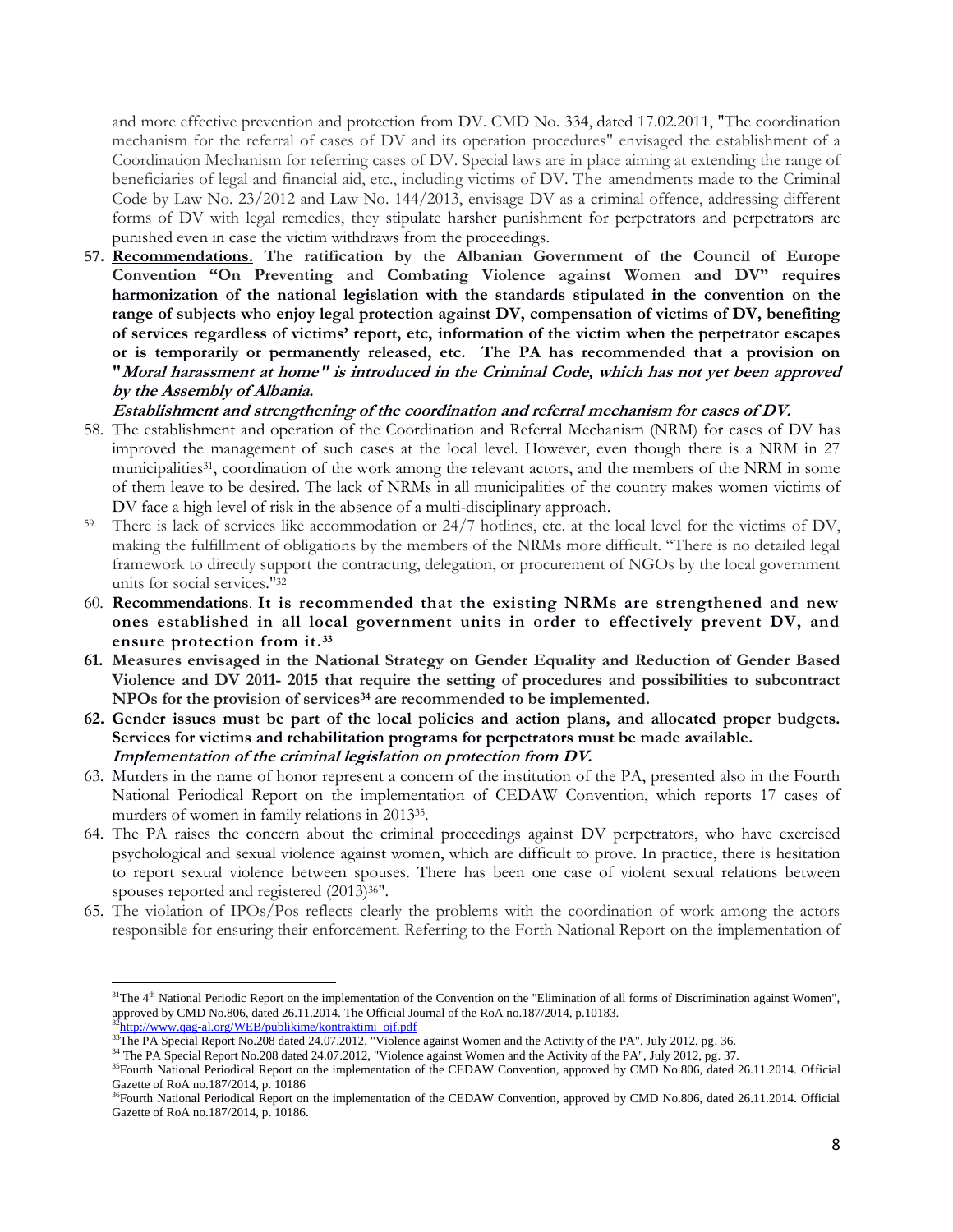and more effective prevention and protection from DV. CMD No. 334, dated 17.02.2011, "The coordination mechanism for the referral of cases of DV and its operation procedures" envisaged the establishment of a Coordination Mechanism for referring cases of DV. Special laws are in place aiming at extending the range of beneficiaries of legal and financial aid, etc., including victims of DV. The amendments made to the Criminal Code by Law No. 23/2012 and Law No. 144/2013, envisage DV as a criminal offence, addressing different forms of DV with legal remedies, they stipulate harsher punishment for perpetrators and perpetrators are punished even in case the victim withdraws from the proceedings.

57. **Recommendations. The ratification by the Albanian Government of the Council of Europe Convention "On Preventing and Combating Violence against Women and DV" requires harmonization of the national legislation with the standards stipulated in the convention on the range of subjects who enjoy legal protection against DV, compensation of victims of DV, benefiting of services regardless of victims' report, etc, information of the victim when the perpetrator escapes or is temporarily or permanently released, etc. The PA has recommended that a provision on "*Moral harassment at home" is introduced in the Criminal Code, which has not yet been approved by the Assembly of Albania.***

***Establishment and strengthening of the coordination and referral mechanism for cases of DV.***

58. The establishment and operation of the Coordination and Referral Mechanism (NRM) for cases of DV has improved the management of such cases at the local level. However, even though there is a NRM in 27 municipalities[31], coordination of the work among the relevant actors, and the members of the NRM in some of them leave to be desired. The lack of NRMs in all municipalities of the country makes women victims of DV face a high level of risk in the absence of a multi-disciplinary approach.
59. There is lack of services like accommodation or 24/7 hotlines, etc. at the local level for the victims of DV, making the fulfillment of obligations by the members of the NRMs more difficult. "There is no detailed legal framework to directly support the contracting, delegation, or procurement of NGOs by the local government units for social services."[32]
60. **Recommendations. It is recommended that the existing NRMs are strengthened and new ones established in all local government units in order to effectively prevent DV, and ensure protection from it.[33]**
61. **Measures envisaged in the National Strategy on Gender Equality and Reduction of Gender Based Violence and DV 2011- 2015 that require the setting of procedures and possibilities to subcontract NPOs for the provision of services[34] are recommended to be implemented.**
62. **Gender issues must be part of the local policies and action plans, and allocated proper budgets. Services for victims and rehabilitation programs for perpetrators must be made available.**

***Implementation of the criminal legislation on protection from DV.***

63. Murders in the name of honor represent a concern of the institution of the PA, presented also in the Fourth National Periodical Report on the implementation of CEDAW Convention, which reports 17 cases of murders of women in family relations in 2013[35].
64. The PA raises the concern about the criminal proceedings against DV perpetrators, who have exercised psychological and sexual violence against women, which are difficult to prove. In practice, there is hesitation to report sexual violence between spouses. There has been one case of violent sexual relations between spouses reported and registered (2013)[36]".
65. The violation of IPOs/Pos reflects clearly the problems with the coordination of work among the actors responsible for ensuring their enforcement. Referring to the Forth National Report on the implementation of

---

[31] The 4th National Periodic Report on the implementation of the Convention on the "Elimination of all forms of Discrimination against Women", approved by CMD No.806, dated 26.11.2014. The Official Journal of the RoA no.187/2014, p.10183.

[32] http://www.qag-al.org/WEB/publikime/kontraktimi_ojf.pdf

[33] The PA Special Report No.208 dated 24.07.2012, "Violence against Women and the Activity of the PA", July 2012, pg. 36.

[34] The PA Special Report No.208 dated 24.07.2012, "Violence against Women and the Activity of the PA", July 2012, pg. 37.

[35] Fourth National Periodical Report on the implementation of the CEDAW Convention, approved by CMD No.806, dated 26.11.2014. Official Gazette of RoA no.187/2014, p. 10186

[36] Fourth National Periodical Report on the implementation of the CEDAW Convention, approved by CMD No.806, dated 26.11.2014. Official Gazette of RoA no.187/2014, p. 10186.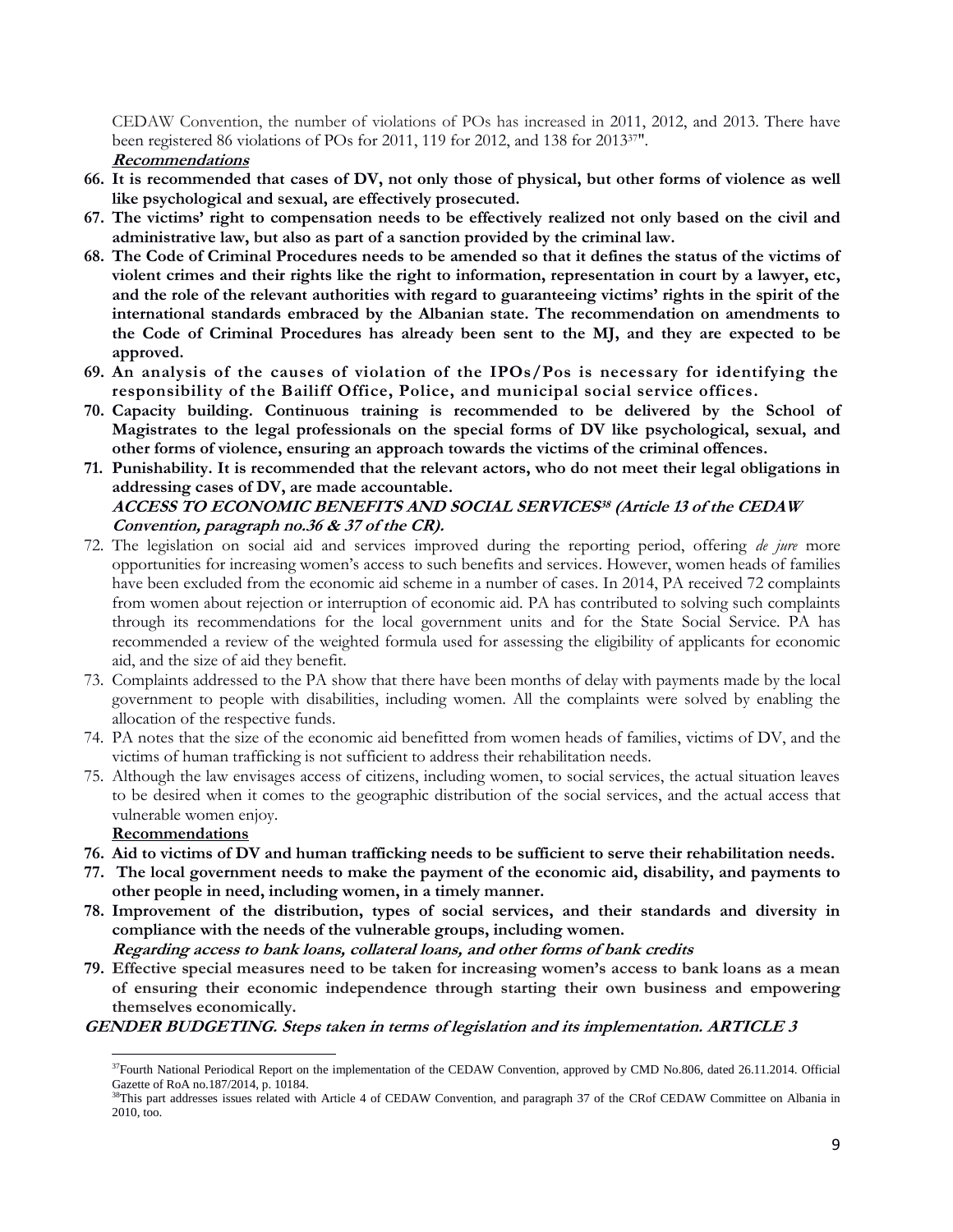CEDAW Convention, the number of violations of POs has increased in 2011, 2012, and 2013. There have been registered 86 violations of POs for 2011, 119 for 2012, and 138 for 2013[37]".

***Recommendations***

**66. It is recommended that cases of DV, not only those of physical, but other forms of violence as well like psychological and sexual, are effectively prosecuted.**

**67. The victims' right to compensation needs to be effectively realized not only based on the civil and administrative law, but also as part of a sanction provided by the criminal law.**

**68. The Code of Criminal Procedures needs to be amended so that it defines the status of the victims of violent crimes and their rights like the right to information, representation in court by a lawyer, etc, and the role of the relevant authorities with regard to guaranteeing victims' rights in the spirit of the international standards embraced by the Albanian state. The recommendation on amendments to the Code of Criminal Procedures has already been sent to the MJ, and they are expected to be approved.**

**69. An analysis of the causes of violation of the IPOs/Pos is necessary for identifying the responsibility of the Bailiff Office, Police, and municipal social service offices.**

**70. Capacity building. Continuous training is recommended to be delivered by the School of Magistrates to the legal professionals on the special forms of DV like psychological, sexual, and other forms of violence, ensuring an approach towards the victims of the criminal offences.**

**71. Punishability. It is recommended that the relevant actors, who do not meet their legal obligations in addressing cases of DV, are made accountable.**

***ACCESS TO ECONOMIC BENEFITS AND SOCIAL SERVICES[38] (Article 13 of the CEDAW Convention, paragraph no.36 & 37 of the CR).***

72. The legislation on social aid and services improved during the reporting period, offering *de jure* more opportunities for increasing women's access to such benefits and services. However, women heads of families have been excluded from the economic aid scheme in a number of cases. In 2014, PA received 72 complaints from women about rejection or interruption of economic aid. PA has contributed to solving such complaints through its recommendations for the local government units and for the State Social Service. PA has recommended a review of the weighted formula used for assessing the eligibility of applicants for economic aid, and the size of aid they benefit.

73. Complaints addressed to the PA show that there have been months of delay with payments made by the local government to people with disabilities, including women. All the complaints were solved by enabling the allocation of the respective funds.

74. PA notes that the size of the economic aid benefitted from women heads of families, victims of DV, and the victims of human trafficking is not sufficient to address their rehabilitation needs.

75. Although the law envisages access of citizens, including women, to social services, the actual situation leaves to be desired when it comes to the geographic distribution of the social services, and the actual access that vulnerable women enjoy.

**Recommendations**

**76. Aid to victims of DV and human trafficking needs to be sufficient to serve their rehabilitation needs.**

**77. The local government needs to make the payment of the economic aid, disability, and payments to other people in need, including women, in a timely manner.**

**78. Improvement of the distribution, types of social services, and their standards and diversity in compliance with the needs of the vulnerable groups, including women.**

***Regarding access to bank loans, collateral loans, and other forms of bank credits***

**79. Effective special measures need to be taken for increasing women's access to bank loans as a mean of ensuring their economic independence through starting their own business and empowering themselves economically.**

***GENDER BUDGETING. Steps taken in terms of legislation and its implementation. ARTICLE 3***

---

[37] Fourth National Periodical Report on the implementation of the CEDAW Convention, approved by CMD No.806, dated 26.11.2014. Official Gazette of RoA no.187/2014, p. 10184.

[38] This part addresses issues related with Article 4 of CEDAW Convention, and paragraph 37 of the CRof CEDAW Committee on Albania in 2010, too.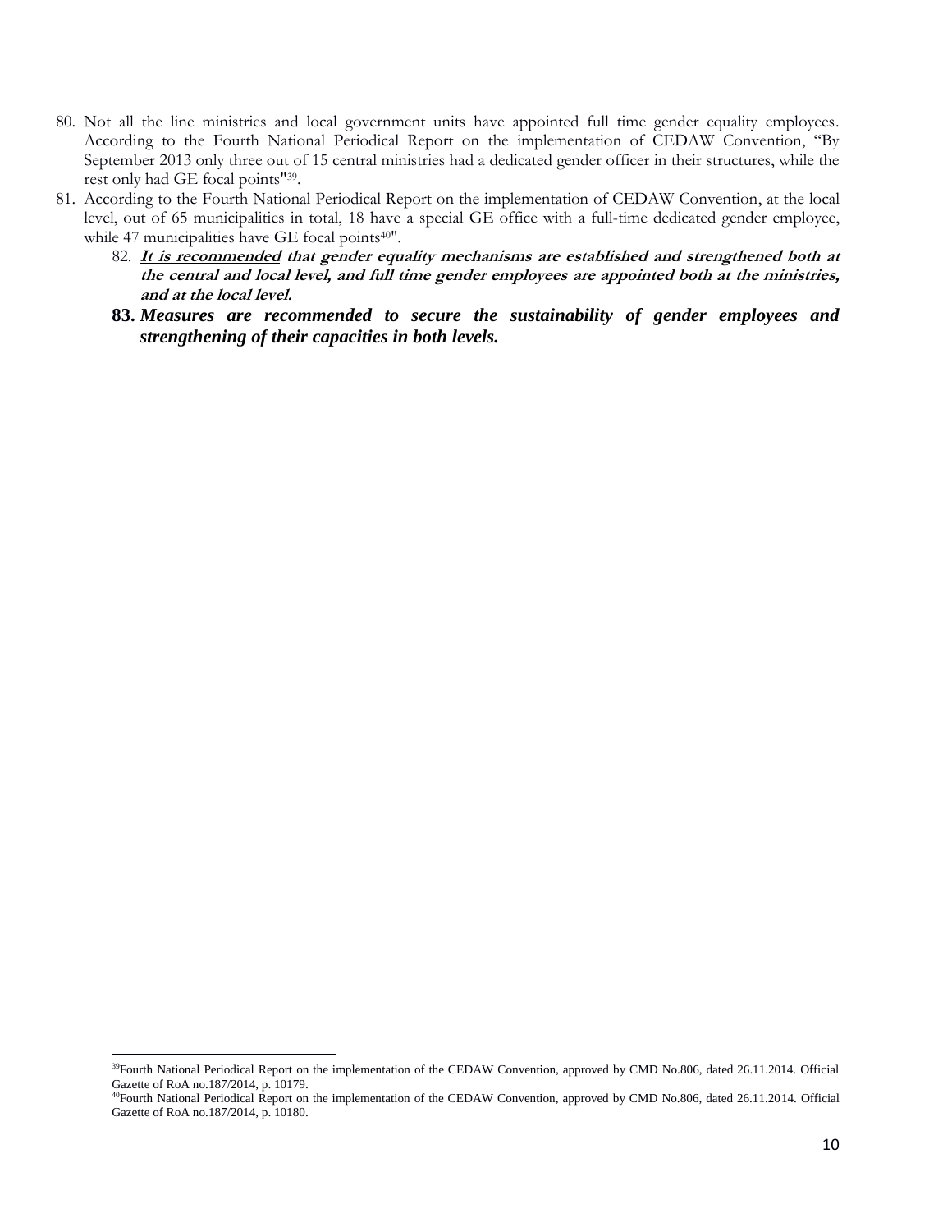80. Not all the line ministries and local government units have appointed full time gender equality employees. According to the Fourth National Periodical Report on the implementation of CEDAW Convention, "By September 2013 only three out of 15 central ministries had a dedicated gender officer in their structures, while the rest only had GE focal points"[39].
81. According to the Fourth National Periodical Report on the implementation of CEDAW Convention, at the local level, out of 65 municipalities in total, 18 have a special GE office with a full-time dedicated gender employee, while 47 municipalities have GE focal points[40]".
    82. ***It is recommended** that gender equality mechanisms are established and strengthened both at the central and local level, and full time gender employees are appointed both at the ministries, and at the local level.*
    83. ***Measures are recommended to secure the sustainability of gender employees and strengthening of their capacities in both levels.***

---

[39] Fourth National Periodical Report on the implementation of the CEDAW Convention, approved by CMD No.806, dated 26.11.2014. Official Gazette of RoA no.187/2014, p. 10179.

[40] Fourth National Periodical Report on the implementation of the CEDAW Convention, approved by CMD No.806, dated 26.11.2014. Official Gazette of RoA no.187/2014, p. 10180.